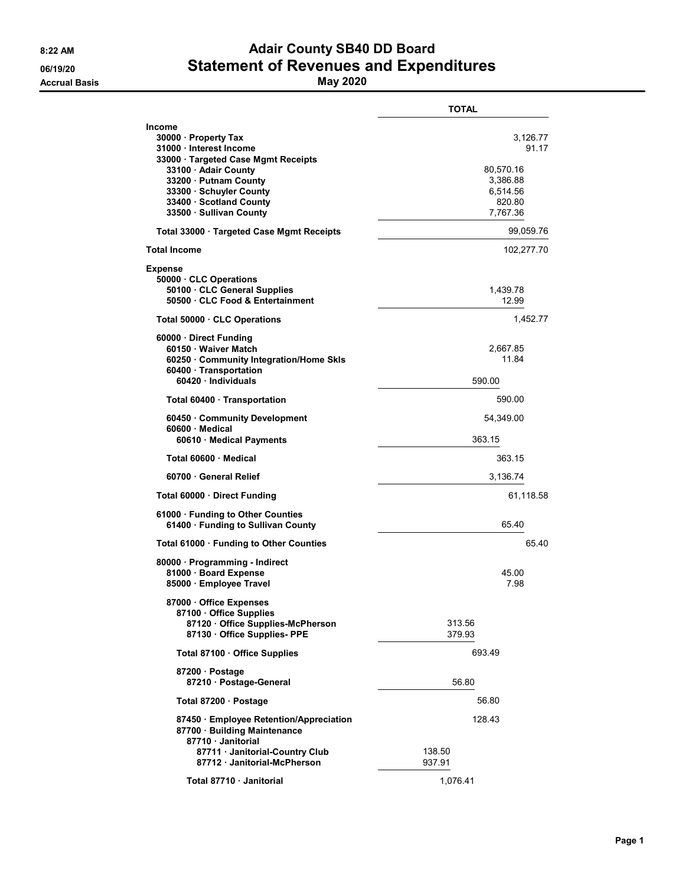**8:22 AM**
**06/19/20**
**Accrual Basis**

# Adair County SB40 DD Board
# Statement of Revenues and Expenditures
## May 2020

| | TOTAL | | |
|---|---|---|---|
| **Income** | | | |
| **30000 · Property Tax** | | | 3,126.77 |
| **31000 · Interest Income** | | | 91.17 |
| **33000 · Targeted Case Mgmt Receipts** | | | |
| **33100 · Adair County** | | 80,570.16 | |
| **33200 · Putnam County** | | 3,386.88 | |
| **33300 · Schuyler County** | | 6,514.56 | |
| **33400 · Scotland County** | | 820.80 | |
| **33500 · Sullivan County** | | 7,767.36 | |
| **Total 33000 · Targeted Case Mgmt Receipts** | | | 99,059.76 |
| **Total Income** | | | 102,277.70 |
| **Expense** | | | |
| **50000 · CLC Operations** | | | |
| **50100 · CLC General Supplies** | | 1,439.78 | |
| **50500 · CLC Food & Entertainment** | | 12.99 | |
| **Total 50000 · CLC Operations** | | | 1,452.77 |
| **60000 · Direct Funding** | | | |
| **60150 · Waiver Match** | | 2,667.85 | |
| **60250 · Community Integration/Home Skls** | | 11.84 | |
| **60400 · Transportation** | | | |
| **60420 · Individuals** | 590.00 | | |
| **Total 60400 · Transportation** | | 590.00 | |
| **60450 · Community Development** | | 54,349.00 | |
| **60600 · Medical** | | | |
| **60610 · Medical Payments** | 363.15 | | |
| **Total 60600 · Medical** | | 363.15 | |
| **60700 · General Relief** | | 3,136.74 | |
| **Total 60000 · Direct Funding** | | | 61,118.58 |
| **61000 · Funding to Other Counties** | | | |
| **61400 · Funding to Sullivan County** | | 65.40 | |
| **Total 61000 · Funding to Other Counties** | | | 65.40 |
| **80000 · Programming - Indirect** | | | |
| **81000 · Board Expense** | | 45.00 | |
| **85000 · Employee Travel** | | 7.98 | |
| **87000 · Office Expenses** | | | |
| **87100 · Office Supplies** | | | |
| **87120 · Office Supplies-McPherson** | 313.56 | | |
| **87130 · Office Supplies- PPE** | 379.93 | | |
| **Total 87100 · Office Supplies** | 693.49 | | |
| **87200 · Postage** | | | |
| **87210 · Postage-General** | 56.80 | | |
| **Total 87200 · Postage** | 56.80 | | |
| **87450 · Employee Retention/Appreciation** | 128.43 | | |
| **87700 · Building Maintenance** | | | |
| **87710 · Janitorial** | | | |
| **87711 · Janitorial-Country Club** | 138.50 | | |
| **87712 · Janitorial-McPherson** | 937.91 | | |
| **Total 87710 · Janitorial** | 1,076.41 | | |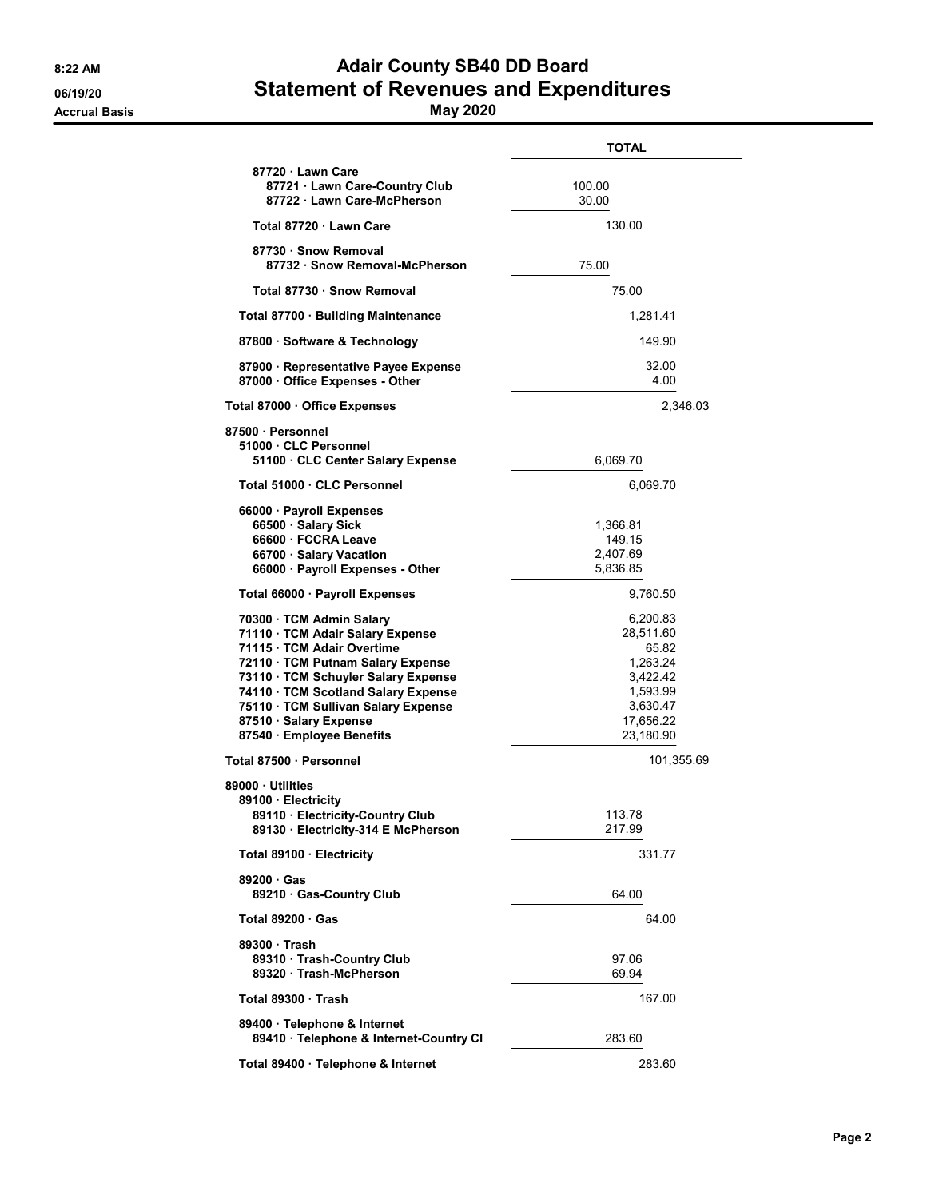# Adair County SB40 DD Board

## Statement of Revenues and Expenditures

**May 2020**

Accrual Basis

| | | TOTAL |
|---|---|---|
| 87720 · Lawn Care | | |
| 87721 · Lawn Care-Country Club | 100.00 | |
| 87722 · Lawn Care-McPherson | 30.00 | |
| Total 87720 · Lawn Care | | 130.00 |
| 87730 · Snow Removal | | |
| 87732 · Snow Removal-McPherson | 75.00 | |
| Total 87730 · Snow Removal | | 75.00 |
| Total 87700 · Building Maintenance | | 1,281.41 |
| 87800 · Software & Technology | | 149.90 |
| 87900 · Representative Payee Expense | | 32.00 |
| 87000 · Office Expenses - Other | | 4.00 |
| Total 87000 · Office Expenses | | 2,346.03 |
| 87500 · Personnel | | |
| 51000 · CLC Personnel | | |
| 51100 · CLC Center Salary Expense | 6,069.70 | |
| Total 51000 · CLC Personnel | | 6,069.70 |
| 66000 · Payroll Expenses | | |
| 66500 · Salary Sick | 1,366.81 | |
| 66600 · FCCRA Leave | 149.15 | |
| 66700 · Salary Vacation | 2,407.69 | |
| 66000 · Payroll Expenses - Other | 5,836.85 | |
| Total 66000 · Payroll Expenses | | 9,760.50 |
| 70300 · TCM Admin Salary | | 6,200.83 |
| 71110 · TCM Adair Salary Expense | | 28,511.60 |
| 71115 · TCM Adair Overtime | | 65.82 |
| 72110 · TCM Putnam Salary Expense | | 1,263.24 |
| 73110 · TCM Schuyler Salary Expense | | 3,422.42 |
| 74110 · TCM Scotland Salary Expense | | 1,593.99 |
| 75110 · TCM Sullivan Salary Expense | | 3,630.47 |
| 87510 · Salary Expense | | 17,656.22 |
| 87540 · Employee Benefits | | 23,180.90 |
| Total 87500 · Personnel | | 101,355.69 |
| 89000 · Utilities | | |
| 89100 · Electricity | | |
| 89110 · Electricity-Country Club | 113.78 | |
| 89130 · Electricity-314 E McPherson | 217.99 | |
| Total 89100 · Electricity | | 331.77 |
| 89200 · Gas | | |
| 89210 · Gas-Country Club | 64.00 | |
| Total 89200 · Gas | | 64.00 |
| 89300 · Trash | | |
| 89310 · Trash-Country Club | 97.06 | |
| 89320 · Trash-McPherson | 69.94 | |
| Total 89300 · Trash | | 167.00 |
| 89400 · Telephone & Internet | | |
| 89410 · Telephone & Internet-Country Cl | 283.60 | |
| Total 89400 · Telephone & Internet | | 283.60 |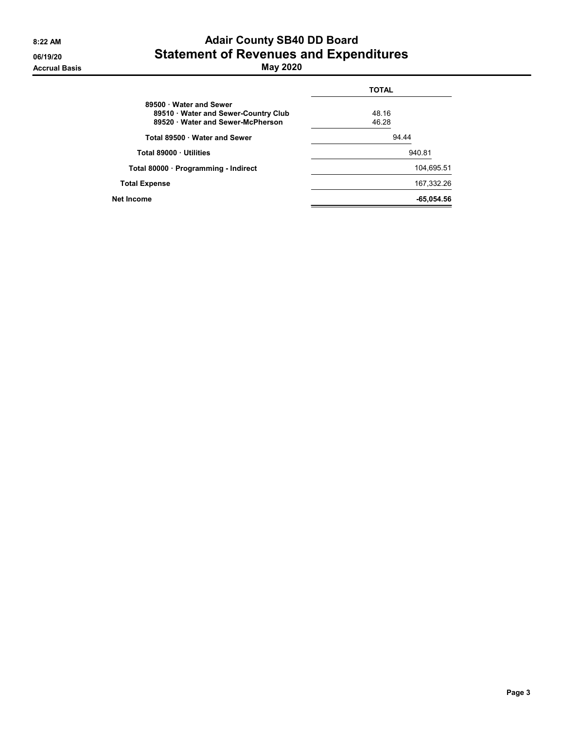# Adair County SB40 DD Board
## Statement of Revenues and Expenditures
### May 2020

8:22 AM
06/19/20
Accrual Basis

| | TOTAL |
|---|---|
| 89500 · Water and Sewer | |
| 89510 · Water and Sewer-Country Club | 48.16 |
| 89520 · Water and Sewer-McPherson | 46.28 |
| Total 89500 · Water and Sewer | 94.44 |
| Total 89000 · Utilities | 940.81 |
| Total 80000 · Programming - Indirect | 104,695.51 |
| Total Expense | 167,332.26 |
| **Net Income** | **-65,054.56** |